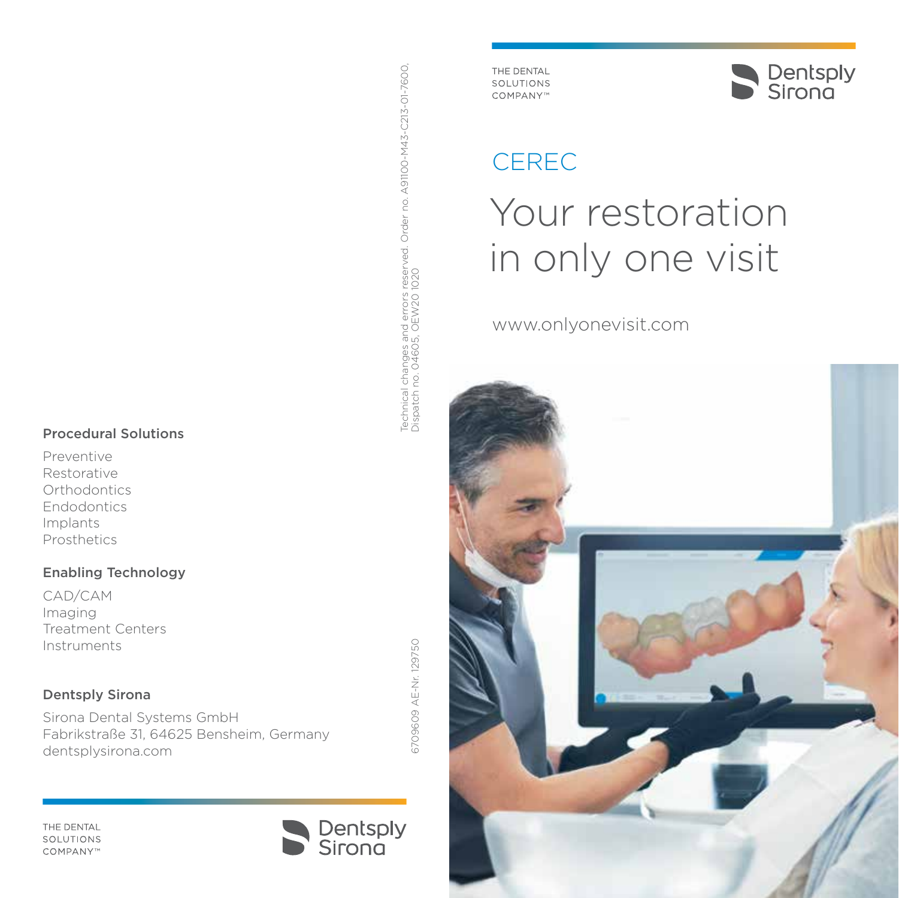THE DENTAL
SOLUTIONS
COMPANY™

Dentsply Sirona

CEREC

# Your restoration in only one visit

www.onlyonevisit.com

### Procedural Solutions

Preventive
Restorative
Orthodontics
Endodontics
Implants
Prosthetics

### Enabling Technology

CAD/CAM
Imaging
Treatment Centers
Instruments

### Dentsply Sirona

Sirona Dental Systems GmbH
Fabrikstraße 31, 64625 Bensheim, Germany
dentsplysirona.com

Technical changes and errors reserved. Order no. A91100-M43-C213-01-7600,
Dispatch no. 04605, OEW20 1020

6709609 AE-Nr. 129750

THE DENTAL
SOLUTIONS
COMPANY™

Dentsply Sirona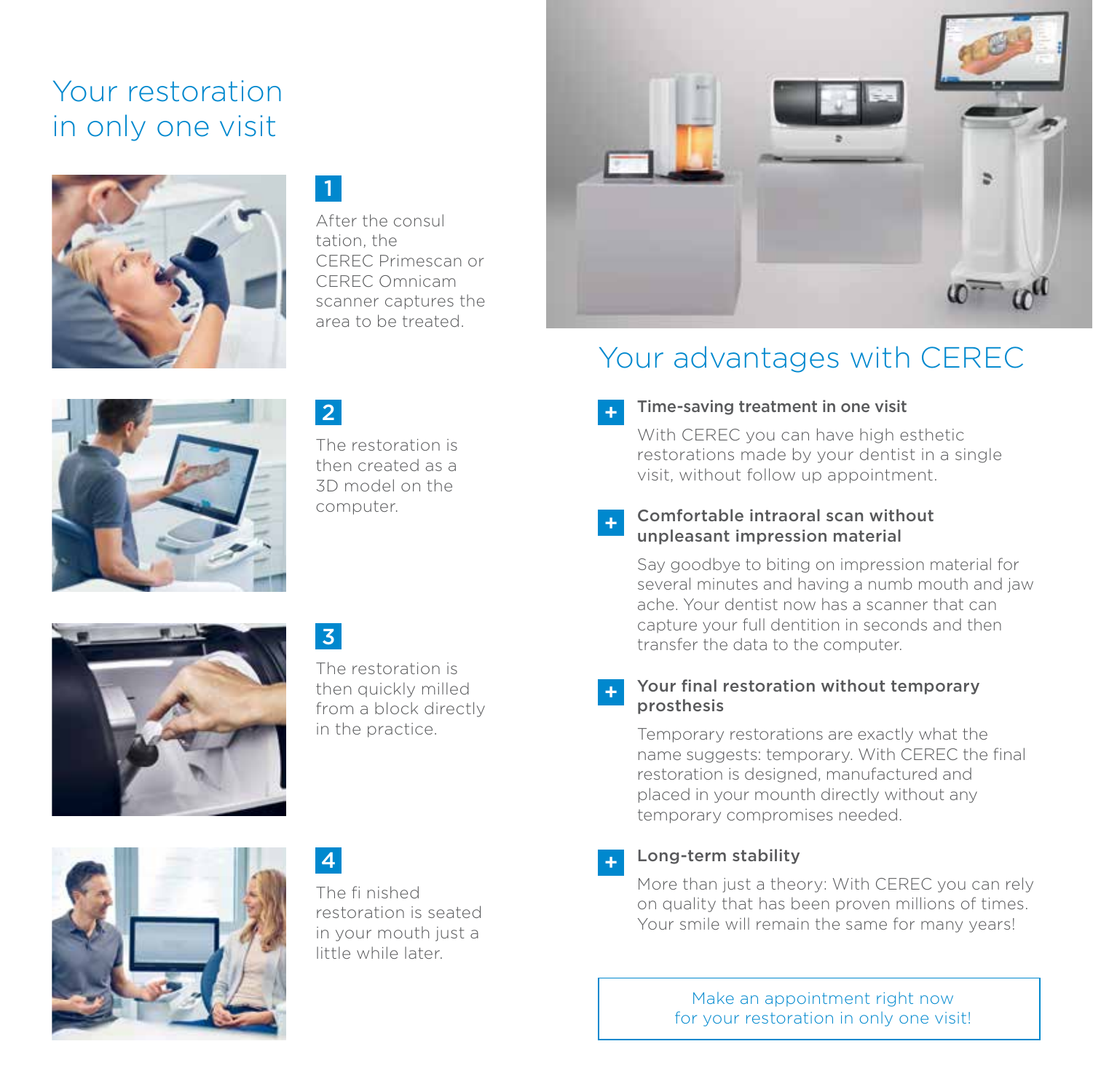# Your restoration in only one visit

**1**

After the consul tation, the CEREC Primescan or CEREC Omnicam scanner captures the area to be treated.

**2**

The restoration is then created as a 3D model on the computer.

**3**

The restoration is then quickly milled from a block directly in the practice.

**4**

The fi nished restoration is seated in your mouth just a little while later.

## Your advantages with CEREC

**+ Time-saving treatment in one visit**

With CEREC you can have high esthetic restorations made by your dentist in a single visit, without follow up appointment.

**+ Comfortable intraoral scan without unpleasant impression material**

Say goodbye to biting on impression material for several minutes and having a numb mouth and jaw ache. Your dentist now has a scanner that can capture your full dentition in seconds and then transfer the data to the computer.

**+ Your final restoration without temporary prosthesis**

Temporary restorations are exactly what the name suggests: temporary. With CEREC the final restoration is designed, manufactured and placed in your mounth directly without any temporary compromises needed.

**+ Long-term stability**

More than just a theory: With CEREC you can rely on quality that has been proven millions of times. Your smile will remain the same for many years!

Make an appointment right now
for your restoration in only one visit!